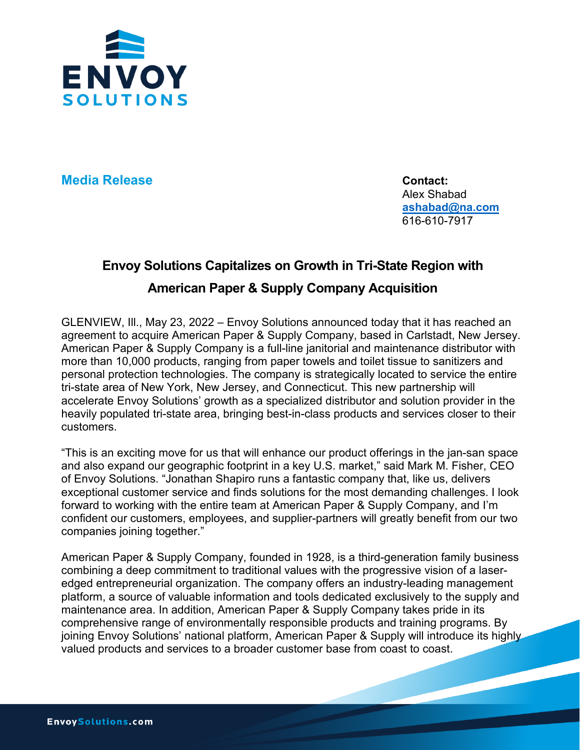**Media Release**

**Contact:**
Alex Shabad
**ashabad@na.com**
616-610-7917

## Envoy Solutions Capitalizes on Growth in Tri-State Region with American Paper & Supply Company Acquisition

GLENVIEW, Ill., May 23, 2022 – Envoy Solutions announced today that it has reached an agreement to acquire American Paper & Supply Company, based in Carlstadt, New Jersey. American Paper & Supply Company is a full-line janitorial and maintenance distributor with more than 10,000 products, ranging from paper towels and toilet tissue to sanitizers and personal protection technologies. The company is strategically located to service the entire tri-state area of New York, New Jersey, and Connecticut. This new partnership will accelerate Envoy Solutions' growth as a specialized distributor and solution provider in the heavily populated tri-state area, bringing best-in-class products and services closer to their customers.

"This is an exciting move for us that will enhance our product offerings in the jan-san space and also expand our geographic footprint in a key U.S. market," said Mark M. Fisher, CEO of Envoy Solutions. "Jonathan Shapiro runs a fantastic company that, like us, delivers exceptional customer service and finds solutions for the most demanding challenges. I look forward to working with the entire team at American Paper & Supply Company, and I'm confident our customers, employees, and supplier-partners will greatly benefit from our two companies joining together."

American Paper & Supply Company, founded in 1928, is a third-generation family business combining a deep commitment to traditional values with the progressive vision of a laser-edged entrepreneurial organization. The company offers an industry-leading management platform, a source of valuable information and tools dedicated exclusively to the supply and maintenance area. In addition, American Paper & Supply Company takes pride in its comprehensive range of environmentally responsible products and training programs. By joining Envoy Solutions' national platform, American Paper & Supply will introduce its highly valued products and services to a broader customer base from coast to coast.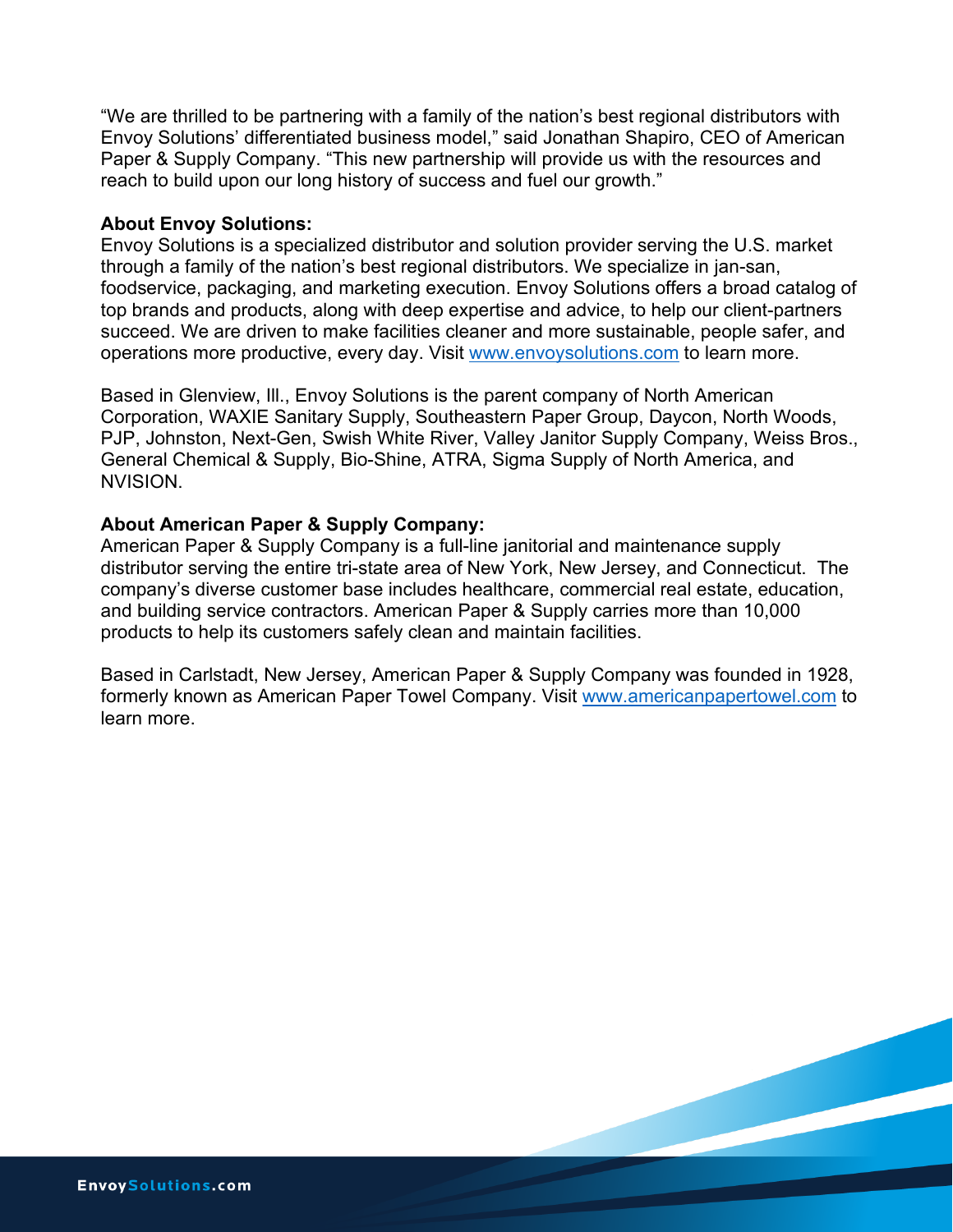"We are thrilled to be partnering with a family of the nation's best regional distributors with Envoy Solutions' differentiated business model," said Jonathan Shapiro, CEO of American Paper & Supply Company. "This new partnership will provide us with the resources and reach to build upon our long history of success and fuel our growth."

**About Envoy Solutions:**
Envoy Solutions is a specialized distributor and solution provider serving the U.S. market through a family of the nation's best regional distributors. We specialize in jan-san, foodservice, packaging, and marketing execution. Envoy Solutions offers a broad catalog of top brands and products, along with deep expertise and advice, to help our client-partners succeed. We are driven to make facilities cleaner and more sustainable, people safer, and operations more productive, every day. Visit [www.envoysolutions.com](www.envoysolutions.com) to learn more.

Based in Glenview, Ill., Envoy Solutions is the parent company of North American Corporation, WAXIE Sanitary Supply, Southeastern Paper Group, Daycon, North Woods, PJP, Johnston, Next-Gen, Swish White River, Valley Janitor Supply Company, Weiss Bros., General Chemical & Supply, Bio-Shine, ATRA, Sigma Supply of North America, and NVISION.

**About American Paper & Supply Company:**
American Paper & Supply Company is a full-line janitorial and maintenance supply distributor serving the entire tri-state area of New York, New Jersey, and Connecticut. The company's diverse customer base includes healthcare, commercial real estate, education, and building service contractors. American Paper & Supply carries more than 10,000 products to help its customers safely clean and maintain facilities.

Based in Carlstadt, New Jersey, American Paper & Supply Company was founded in 1928, formerly known as American Paper Towel Company. Visit [www.americanpapertowel.com](www.americanpapertowel.com) to learn more.